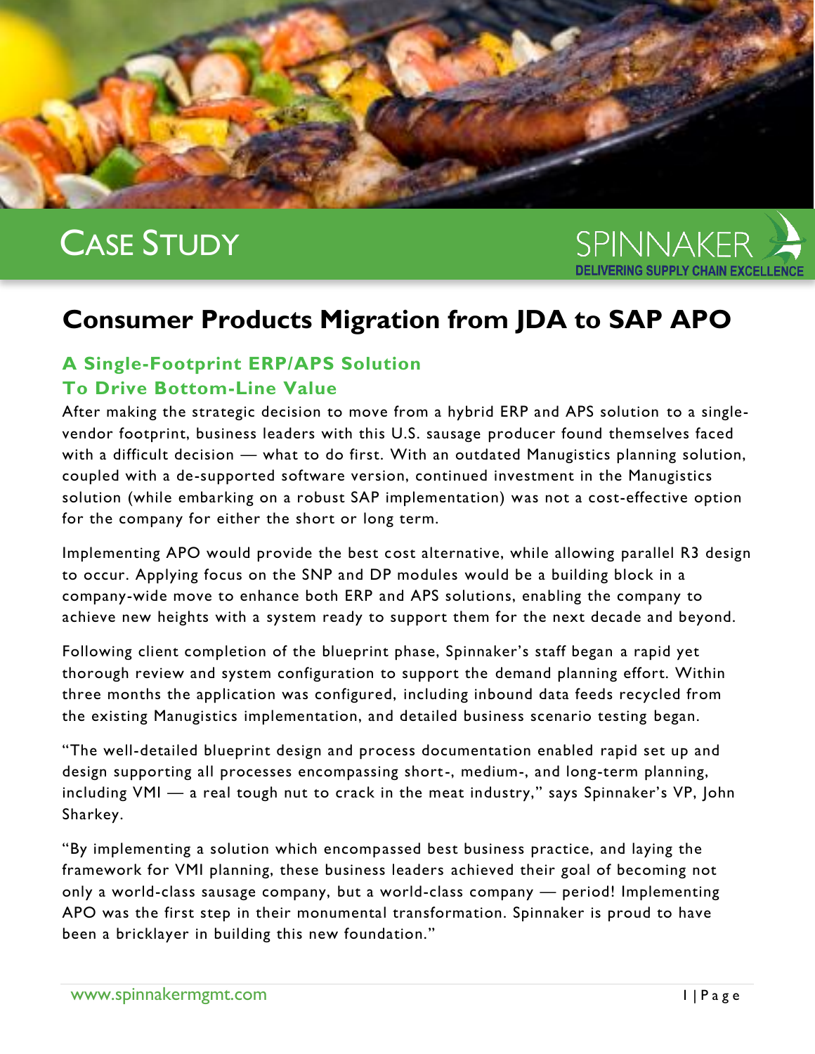CASE STUDY

SPINNAKER
DELIVERING SUPPLY CHAIN EXCELLENCE

# Consumer Products Migration from JDA to SAP APO

## A Single-Footprint ERP/APS Solution To Drive Bottom-Line Value

After making the strategic decision to move from a hybrid ERP and APS solution to a single-vendor footprint, business leaders with this U.S. sausage producer found themselves faced with a difficult decision — what to do first. With an outdated Manugistics planning solution, coupled with a de-supported software version, continued investment in the Manugistics solution (while embarking on a robust SAP implementation) was not a cost-effective option for the company for either the short or long term.

Implementing APO would provide the best cost alternative, while allowing parallel R3 design to occur. Applying focus on the SNP and DP modules would be a building block in a company-wide move to enhance both ERP and APS solutions, enabling the company to achieve new heights with a system ready to support them for the next decade and beyond.

Following client completion of the blueprint phase, Spinnaker's staff began a rapid yet thorough review and system configuration to support the demand planning effort. Within three months the application was configured, including inbound data feeds recycled from the existing Manugistics implementation, and detailed business scenario testing began.

"The well-detailed blueprint design and process documentation enabled rapid set up and design supporting all processes encompassing short-, medium-, and long-term planning, including VMI — a real tough nut to crack in the meat industry," says Spinnaker's VP, John Sharkey.

"By implementing a solution which encompassed best business practice, and laying the framework for VMI planning, these business leaders achieved their goal of becoming not only a world-class sausage company, but a world-class company — period! Implementing APO was the first step in their monumental transformation. Spinnaker is proud to have been a bricklayer in building this new foundation."

www.spinnakermgmt.com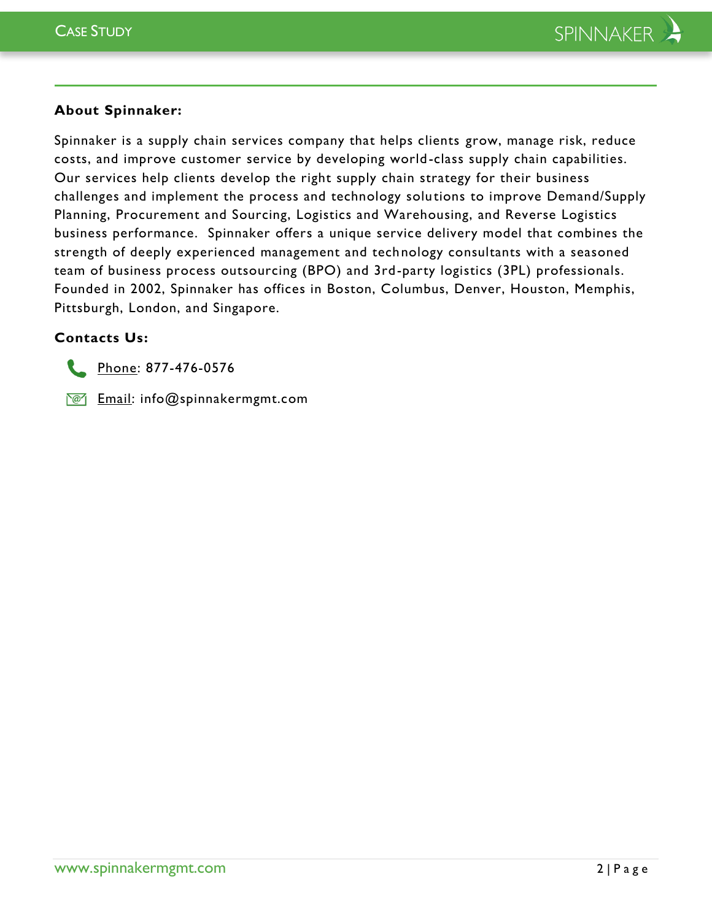**About Spinnaker:**

Spinnaker is a supply chain services company that helps clients grow, manage risk, reduce costs, and improve customer service by developing world-class supply chain capabilities. Our services help clients develop the right supply chain strategy for their business challenges and implement the process and technology solutions to improve Demand/Supply Planning, Procurement and Sourcing, Logistics and Warehousing, and Reverse Logistics business performance. Spinnaker offers a unique service delivery model that combines the strength of deeply experienced management and technology consultants with a seasoned team of business process outsourcing (BPO) and 3rd-party logistics (3PL) professionals. Founded in 2002, Spinnaker has offices in Boston, Columbus, Denver, Houston, Memphis, Pittsburgh, London, and Singapore.

**Contacts Us:**

- Phone: 877-476-0576
- Email: info@spinnakermgmt.com